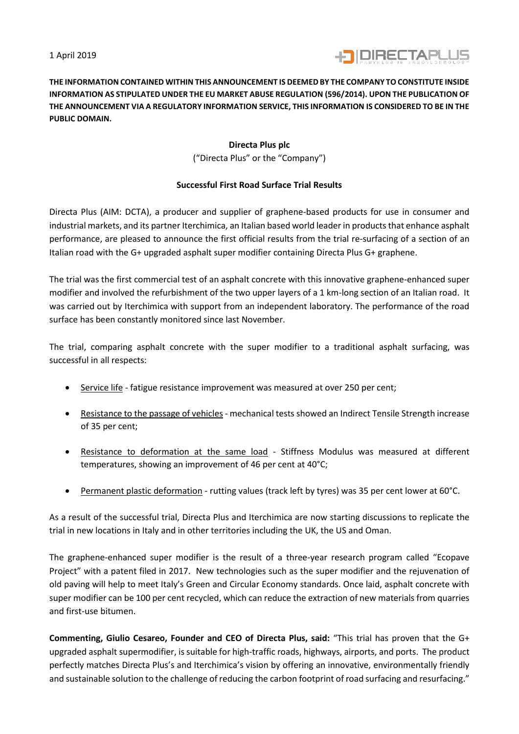1 April 2019

**THE INFORMATION CONTAINED WITHIN THIS ANNOUNCEMENT IS DEEMED BY THE COMPANY TO CONSTITUTE INSIDE INFORMATION AS STIPULATED UNDER THE EU MARKET ABUSE REGULATION (596/2014). UPON THE PUBLICATION OF THE ANNOUNCEMENT VIA A REGULATORY INFORMATION SERVICE, THIS INFORMATION IS CONSIDERED TO BE IN THE PUBLIC DOMAIN.**

**Directa Plus plc**

("Directa Plus" or the "Company")

**Successful First Road Surface Trial Results**

Directa Plus (AIM: DCTA), a producer and supplier of graphene-based products for use in consumer and industrial markets, and its partner Iterchimica, an Italian based world leader in products that enhance asphalt performance, are pleased to announce the first official results from the trial re-surfacing of a section of an Italian road with the G+ upgraded asphalt super modifier containing Directa Plus G+ graphene.

The trial was the first commercial test of an asphalt concrete with this innovative graphene-enhanced super modifier and involved the refurbishment of the two upper layers of a 1 km-long section of an Italian road. It was carried out by Iterchimica with support from an independent laboratory. The performance of the road surface has been constantly monitored since last November.

The trial, comparing asphalt concrete with the super modifier to a traditional asphalt surfacing, was successful in all respects:

- Service life - fatigue resistance improvement was measured at over 250 per cent;
- Resistance to the passage of vehicles - mechanical tests showed an Indirect Tensile Strength increase of 35 per cent;
- Resistance to deformation at the same load - Stiffness Modulus was measured at different temperatures, showing an improvement of 46 per cent at 40°C;
- Permanent plastic deformation - rutting values (track left by tyres) was 35 per cent lower at 60°C.

As a result of the successful trial, Directa Plus and Iterchimica are now starting discussions to replicate the trial in new locations in Italy and in other territories including the UK, the US and Oman.

The graphene-enhanced super modifier is the result of a three-year research program called "Ecopave Project" with a patent filed in 2017. New technologies such as the super modifier and the rejuvenation of old paving will help to meet Italy's Green and Circular Economy standards. Once laid, asphalt concrete with super modifier can be 100 per cent recycled, which can reduce the extraction of new materials from quarries and first-use bitumen.

**Commenting, Giulio Cesareo, Founder and CEO of Directa Plus, said:** "This trial has proven that the G+ upgraded asphalt supermodifier, is suitable for high-traffic roads, highways, airports, and ports. The product perfectly matches Directa Plus's and Iterchimica's vision by offering an innovative, environmentally friendly and sustainable solution to the challenge of reducing the carbon footprint of road surfacing and resurfacing."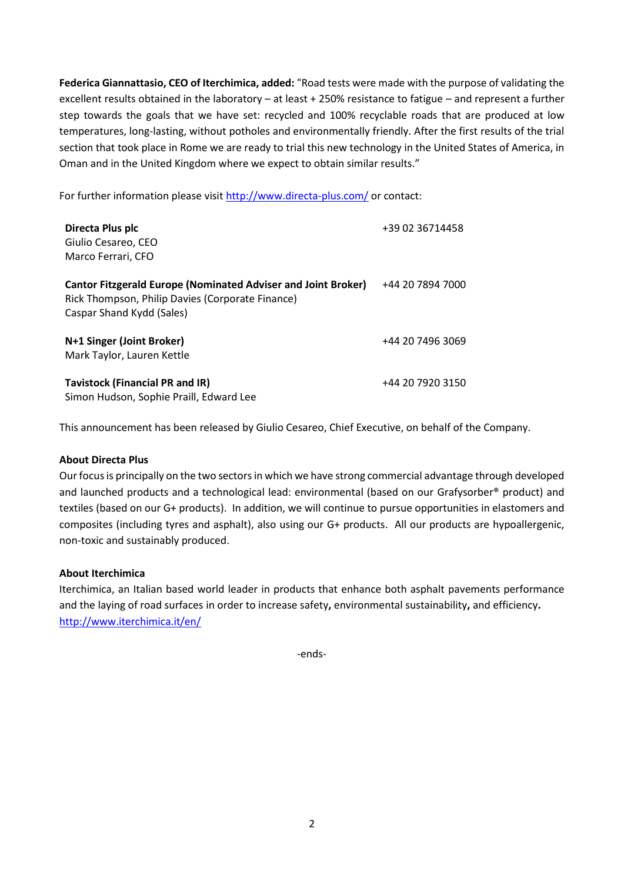**Federica Giannattasio, CEO of Iterchimica, added:** "Road tests were made with the purpose of validating the excellent results obtained in the laboratory – at least + 250% resistance to fatigue – and represent a further step towards the goals that we have set: recycled and 100% recyclable roads that are produced at low temperatures, long-lasting, without potholes and environmentally friendly. After the first results of the trial section that took place in Rome we are ready to trial this new technology in the United States of America, in Oman and in the United Kingdom where we expect to obtain similar results."

For further information please visit http://www.directa-plus.com/ or contact:

| | |
|---|---|
| **Directa Plus plc**<br>Giulio Cesareo, CEO<br>Marco Ferrari, CFO | +39 02 36714458 |
| **Cantor Fitzgerald Europe (Nominated Adviser and Joint Broker)**<br>Rick Thompson, Philip Davies (Corporate Finance)<br>Caspar Shand Kydd (Sales) | +44 20 7894 7000 |
| **N+1 Singer (Joint Broker)**<br>Mark Taylor, Lauren Kettle | +44 20 7496 3069 |
| **Tavistock (Financial PR and IR)**<br>Simon Hudson, Sophie Praill, Edward Lee | +44 20 7920 3150 |

This announcement has been released by Giulio Cesareo, Chief Executive, on behalf of the Company.

**About Directa Plus**

Our focus is principally on the two sectors in which we have strong commercial advantage through developed and launched products and a technological lead: environmental (based on our Grafysorber® product) and textiles (based on our G+ products). In addition, we will continue to pursue opportunities in elastomers and composites (including tyres and asphalt), also using our G+ products. All our products are hypoallergenic, non-toxic and sustainably produced.

**About Iterchimica**

Iterchimica, an Italian based world leader in products that enhance both asphalt pavements performance and the laying of road surfaces in order to increase safety**,** environmental sustainability**,** and efficiency**.**
http://www.iterchimica.it/en/

-ends-